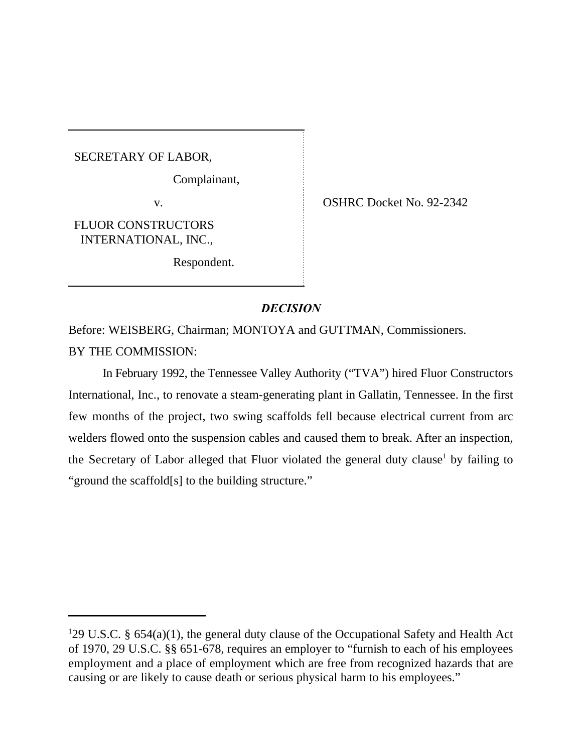SECRETARY OF LABOR,

Complainant,

v.

FLUOR CONSTRUCTORS INTERNATIONAL, INC.,

Respondent.

OSHRC Docket No. 92-2342

## *DECISION*

Before: WEISBERG, Chairman; MONTOYA and GUTTMAN, Commissioners.

BY THE COMMISSION:

In February 1992, the Tennessee Valley Authority ("TVA") hired Fluor Constructors International, Inc., to renovate a steam-generating plant in Gallatin, Tennessee. In the first few months of the project, two swing scaffolds fell because electrical current from arc welders flowed onto the suspension cables and caused them to break. After an inspection, the Secretary of Labor alleged that Fluor violated the general duty clause[1] by failing to "ground the scaffold[s] to the building structure."

---

[1]29 U.S.C. § 654(a)(1), the general duty clause of the Occupational Safety and Health Act of 1970, 29 U.S.C. §§ 651-678, requires an employer to "furnish to each of his employees employment and a place of employment which are free from recognized hazards that are causing or are likely to cause death or serious physical harm to his employees."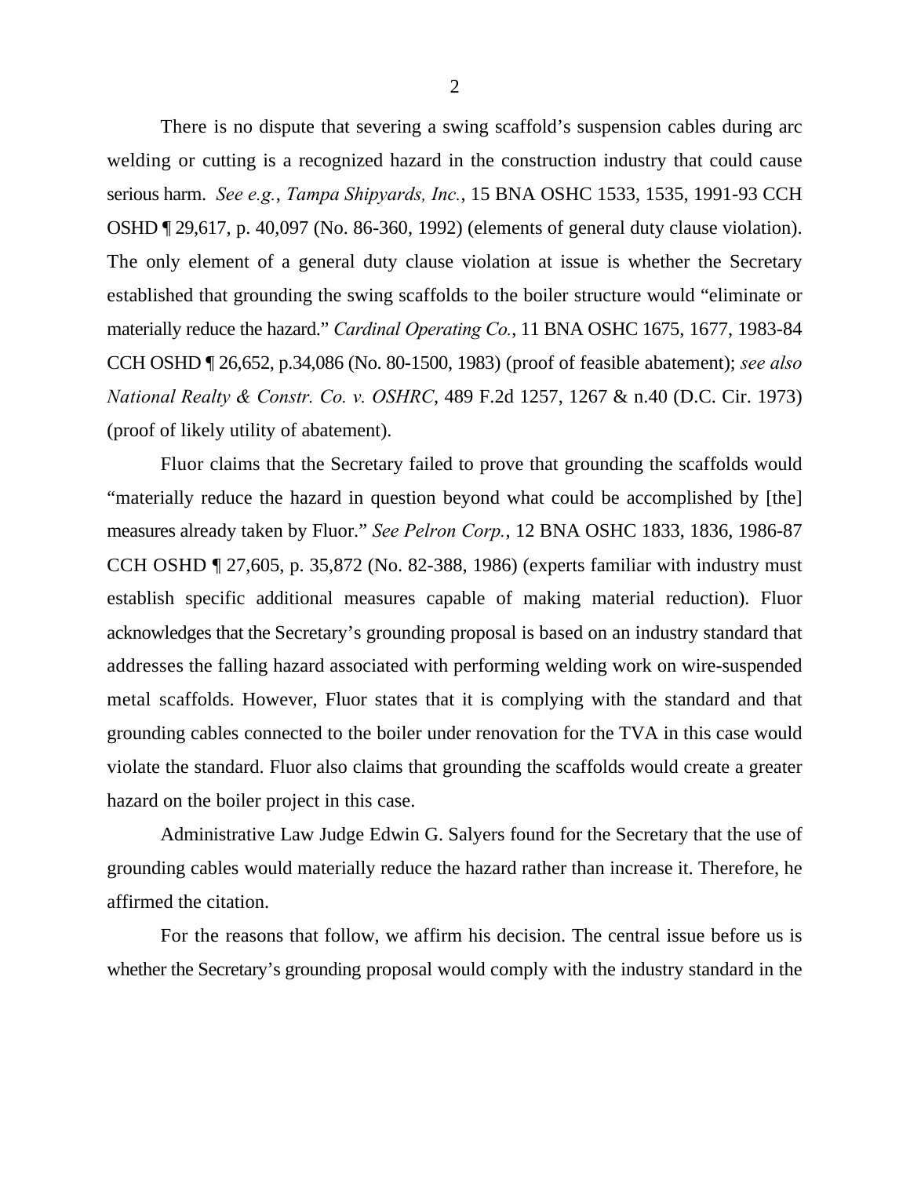There is no dispute that severing a swing scaffold's suspension cables during arc welding or cutting is a recognized hazard in the construction industry that could cause serious harm. *See e.g.*, *Tampa Shipyards, Inc.*, 15 BNA OSHC 1533, 1535, 1991-93 CCH OSHD ¶ 29,617, p. 40,097 (No. 86-360, 1992) (elements of general duty clause violation). The only element of a general duty clause violation at issue is whether the Secretary established that grounding the swing scaffolds to the boiler structure would "eliminate or materially reduce the hazard." *Cardinal Operating Co.*, 11 BNA OSHC 1675, 1677, 1983-84 CCH OSHD ¶ 26,652, p.34,086 (No. 80-1500, 1983) (proof of feasible abatement); *see also National Realty & Constr. Co. v. OSHRC*, 489 F.2d 1257, 1267 & n.40 (D.C. Cir. 1973) (proof of likely utility of abatement).

Fluor claims that the Secretary failed to prove that grounding the scaffolds would "materially reduce the hazard in question beyond what could be accomplished by [the] measures already taken by Fluor." *See Pelron Corp.*, 12 BNA OSHC 1833, 1836, 1986-87 CCH OSHD ¶ 27,605, p. 35,872 (No. 82-388, 1986) (experts familiar with industry must establish specific additional measures capable of making material reduction). Fluor acknowledges that the Secretary's grounding proposal is based on an industry standard that addresses the falling hazard associated with performing welding work on wire-suspended metal scaffolds. However, Fluor states that it is complying with the standard and that grounding cables connected to the boiler under renovation for the TVA in this case would violate the standard. Fluor also claims that grounding the scaffolds would create a greater hazard on the boiler project in this case.

Administrative Law Judge Edwin G. Salyers found for the Secretary that the use of grounding cables would materially reduce the hazard rather than increase it. Therefore, he affirmed the citation.

For the reasons that follow, we affirm his decision. The central issue before us is whether the Secretary's grounding proposal would comply with the industry standard in the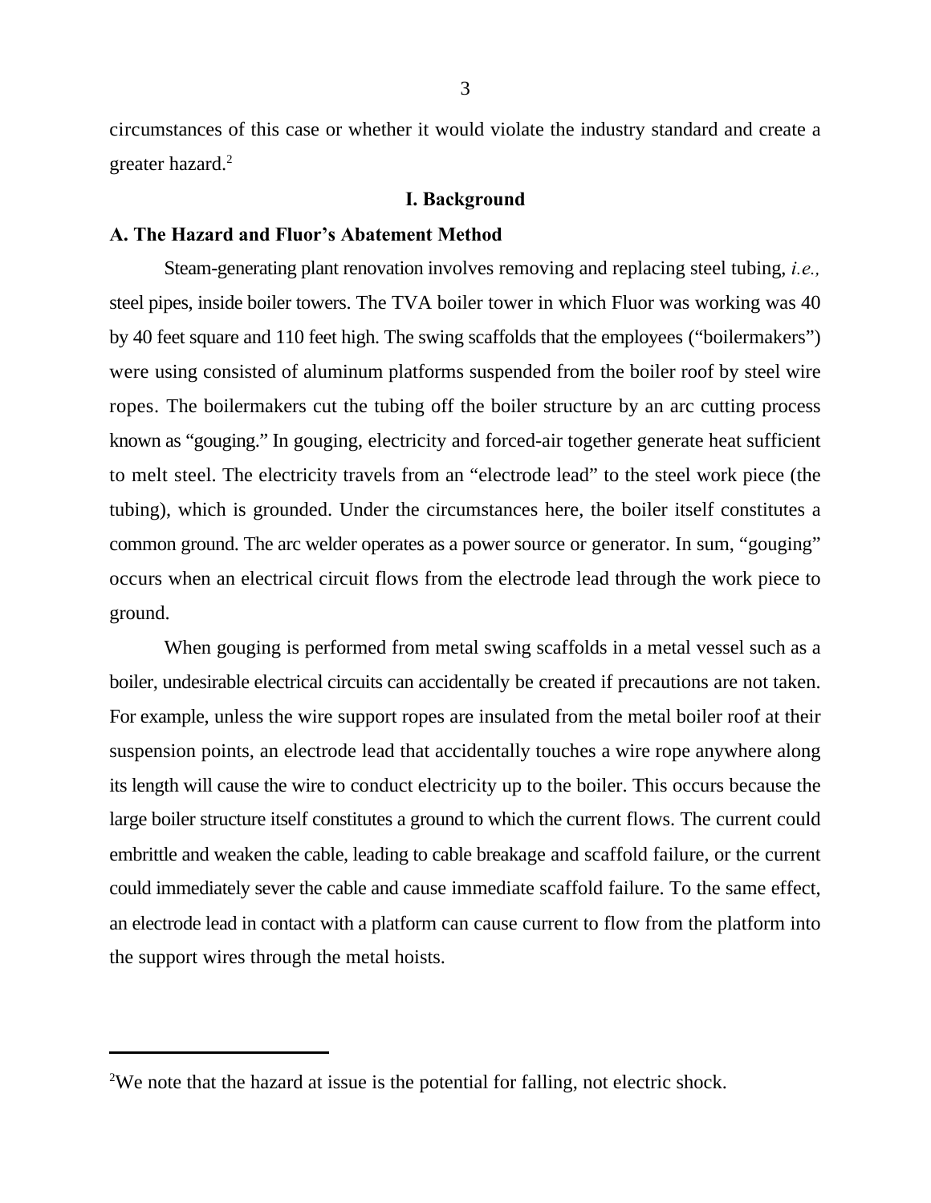circumstances of this case or whether it would violate the industry standard and create a greater hazard.[2]

## I. Background

### A. The Hazard and Fluor's Abatement Method

Steam-generating plant renovation involves removing and replacing steel tubing, *i.e.,* steel pipes, inside boiler towers. The TVA boiler tower in which Fluor was working was 40 by 40 feet square and 110 feet high. The swing scaffolds that the employees ("boilermakers") were using consisted of aluminum platforms suspended from the boiler roof by steel wire ropes. The boilermakers cut the tubing off the boiler structure by an arc cutting process known as "gouging." In gouging, electricity and forced-air together generate heat sufficient to melt steel. The electricity travels from an "electrode lead" to the steel work piece (the tubing), which is grounded. Under the circumstances here, the boiler itself constitutes a common ground. The arc welder operates as a power source or generator. In sum, "gouging" occurs when an electrical circuit flows from the electrode lead through the work piece to ground.

When gouging is performed from metal swing scaffolds in a metal vessel such as a boiler, undesirable electrical circuits can accidentally be created if precautions are not taken. For example, unless the wire support ropes are insulated from the metal boiler roof at their suspension points, an electrode lead that accidentally touches a wire rope anywhere along its length will cause the wire to conduct electricity up to the boiler. This occurs because the large boiler structure itself constitutes a ground to which the current flows. The current could embrittle and weaken the cable, leading to cable breakage and scaffold failure, or the current could immediately sever the cable and cause immediate scaffold failure. To the same effect, an electrode lead in contact with a platform can cause current to flow from the platform into the support wires through the metal hoists.

---

[2]We note that the hazard at issue is the potential for falling, not electric shock.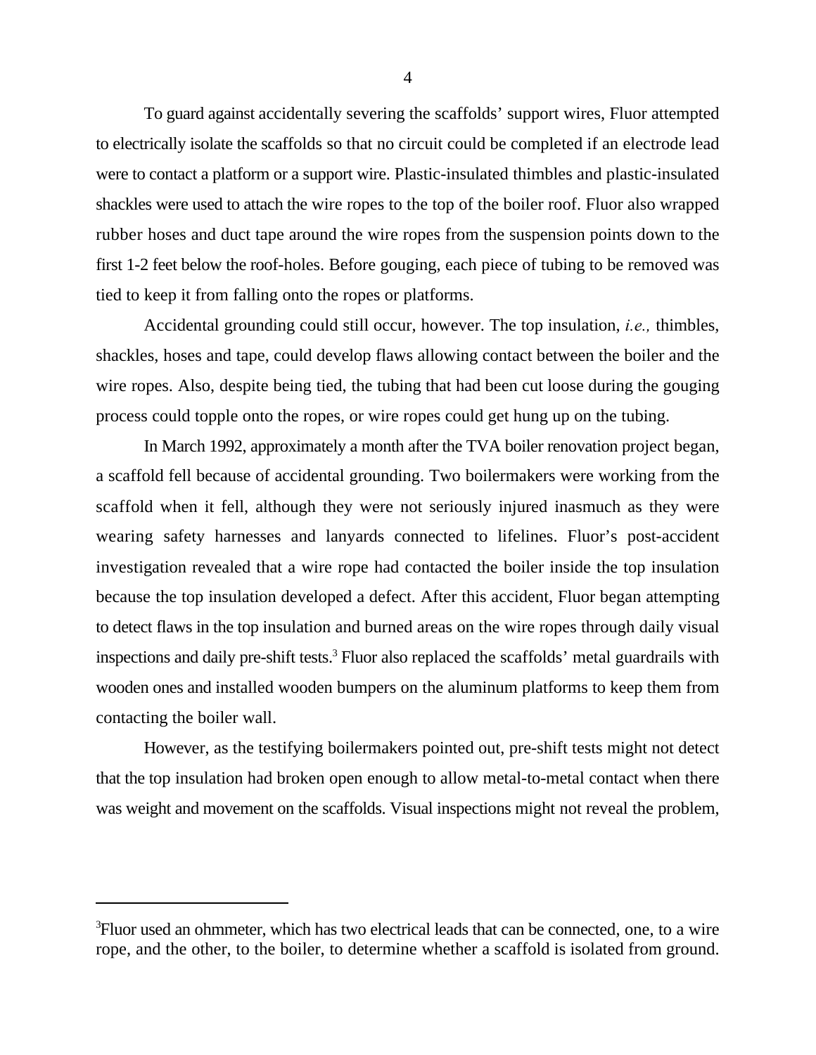To guard against accidentally severing the scaffolds' support wires, Fluor attempted to electrically isolate the scaffolds so that no circuit could be completed if an electrode lead were to contact a platform or a support wire. Plastic-insulated thimbles and plastic-insulated shackles were used to attach the wire ropes to the top of the boiler roof. Fluor also wrapped rubber hoses and duct tape around the wire ropes from the suspension points down to the first 1-2 feet below the roof-holes. Before gouging, each piece of tubing to be removed was tied to keep it from falling onto the ropes or platforms.

Accidental grounding could still occur, however. The top insulation, *i.e.,* thimbles, shackles, hoses and tape, could develop flaws allowing contact between the boiler and the wire ropes. Also, despite being tied, the tubing that had been cut loose during the gouging process could topple onto the ropes, or wire ropes could get hung up on the tubing.

In March 1992, approximately a month after the TVA boiler renovation project began, a scaffold fell because of accidental grounding. Two boilermakers were working from the scaffold when it fell, although they were not seriously injured inasmuch as they were wearing safety harnesses and lanyards connected to lifelines. Fluor's post-accident investigation revealed that a wire rope had contacted the boiler inside the top insulation because the top insulation developed a defect. After this accident, Fluor began attempting to detect flaws in the top insulation and burned areas on the wire ropes through daily visual inspections and daily pre-shift tests.[3] Fluor also replaced the scaffolds' metal guardrails with wooden ones and installed wooden bumpers on the aluminum platforms to keep them from contacting the boiler wall.

However, as the testifying boilermakers pointed out, pre-shift tests might not detect that the top insulation had broken open enough to allow metal-to-metal contact when there was weight and movement on the scaffolds. Visual inspections might not reveal the problem,

---

[3] Fluor used an ohmmeter, which has two electrical leads that can be connected, one, to a wire rope, and the other, to the boiler, to determine whether a scaffold is isolated from ground.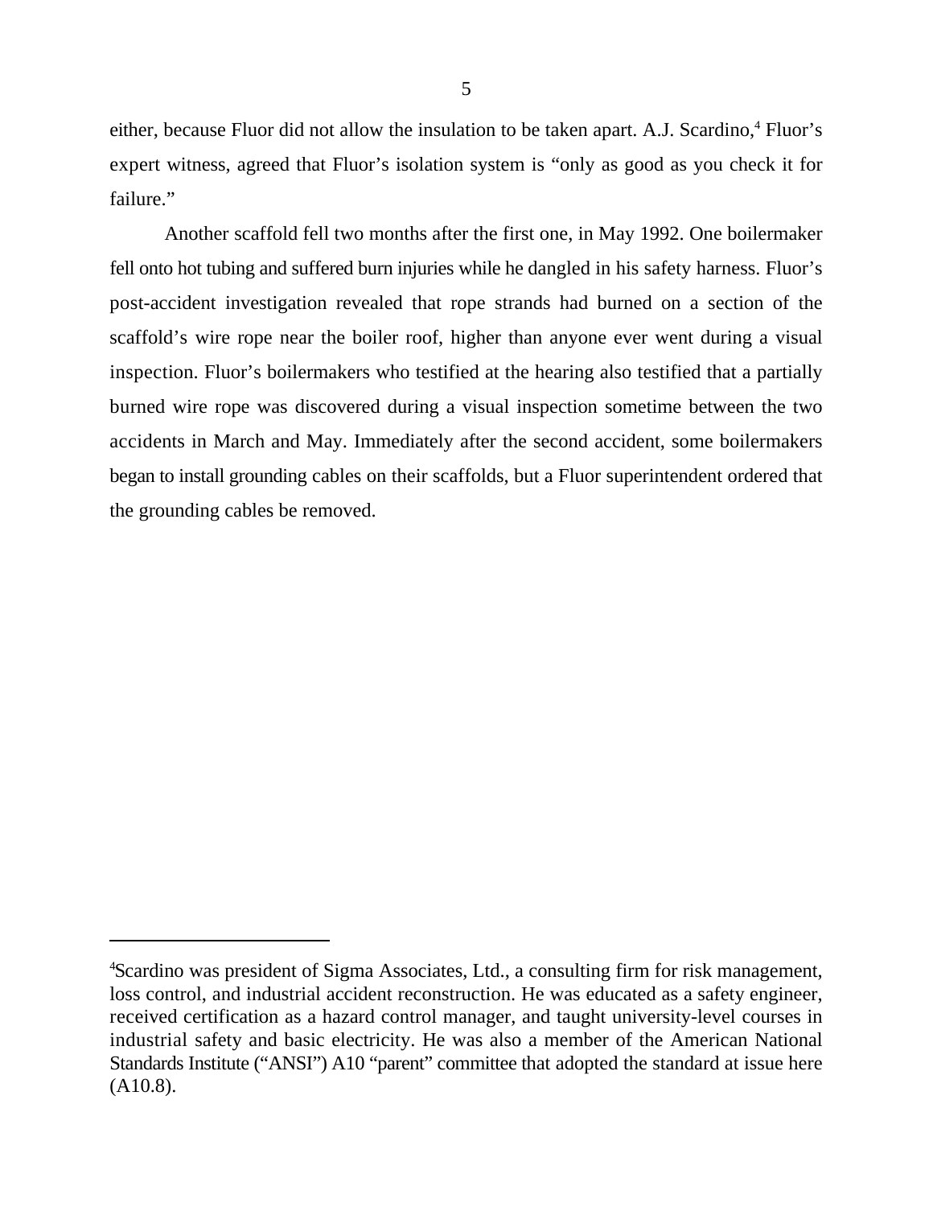either, because Fluor did not allow the insulation to be taken apart. A.J. Scardino,[4] Fluor's expert witness, agreed that Fluor's isolation system is "only as good as you check it for failure."

Another scaffold fell two months after the first one, in May 1992. One boilermaker fell onto hot tubing and suffered burn injuries while he dangled in his safety harness. Fluor's post-accident investigation revealed that rope strands had burned on a section of the scaffold's wire rope near the boiler roof, higher than anyone ever went during a visual inspection. Fluor's boilermakers who testified at the hearing also testified that a partially burned wire rope was discovered during a visual inspection sometime between the two accidents in March and May. Immediately after the second accident, some boilermakers began to install grounding cables on their scaffolds, but a Fluor superintendent ordered that the grounding cables be removed.

---

[4]Scardino was president of Sigma Associates, Ltd., a consulting firm for risk management, loss control, and industrial accident reconstruction. He was educated as a safety engineer, received certification as a hazard control manager, and taught university-level courses in industrial safety and basic electricity. He was also a member of the American National Standards Institute ("ANSI") A10 "parent" committee that adopted the standard at issue here (A10.8).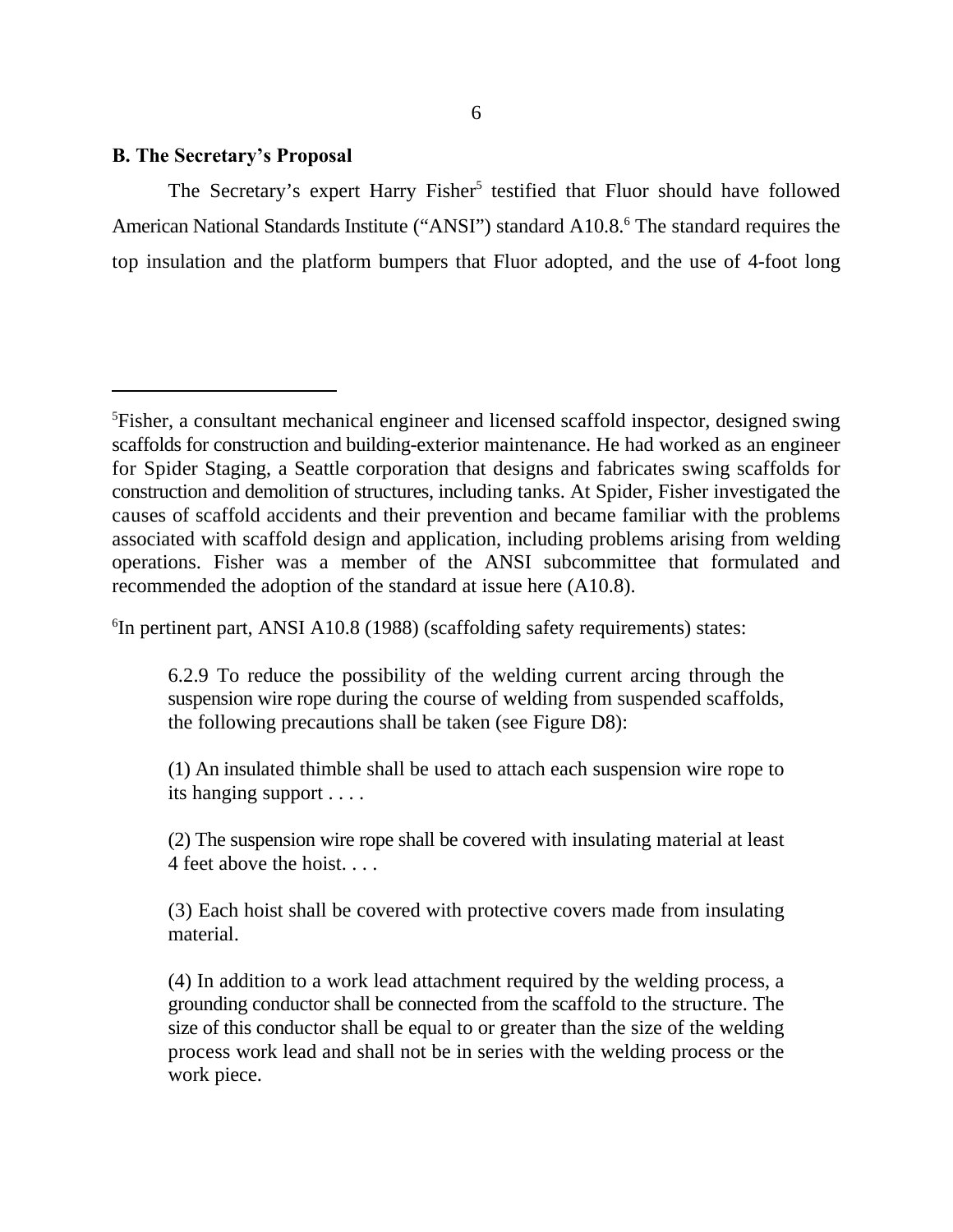**B. The Secretary's Proposal**

The Secretary's expert Harry Fisher[5] testified that Fluor should have followed American National Standards Institute ("ANSI") standard A10.8.[6] The standard requires the top insulation and the platform bumpers that Fluor adopted, and the use of 4-foot long

---

[5]Fisher, a consultant mechanical engineer and licensed scaffold inspector, designed swing scaffolds for construction and building-exterior maintenance. He had worked as an engineer for Spider Staging, a Seattle corporation that designs and fabricates swing scaffolds for construction and demolition of structures, including tanks. At Spider, Fisher investigated the causes of scaffold accidents and their prevention and became familiar with the problems associated with scaffold design and application, including problems arising from welding operations. Fisher was a member of the ANSI subcommittee that formulated and recommended the adoption of the standard at issue here (A10.8).

[6]In pertinent part, ANSI A10.8 (1988) (scaffolding safety requirements) states:

> 6.2.9 To reduce the possibility of the welding current arcing through the suspension wire rope during the course of welding from suspended scaffolds, the following precautions shall be taken (see Figure D8):
>
> (1) An insulated thimble shall be used to attach each suspension wire rope to its hanging support . . . .
>
> (2) The suspension wire rope shall be covered with insulating material at least 4 feet above the hoist. . . .
>
> (3) Each hoist shall be covered with protective covers made from insulating material.
>
> (4) In addition to a work lead attachment required by the welding process, a grounding conductor shall be connected from the scaffold to the structure. The size of this conductor shall be equal to or greater than the size of the welding process work lead and shall not be in series with the welding process or the work piece.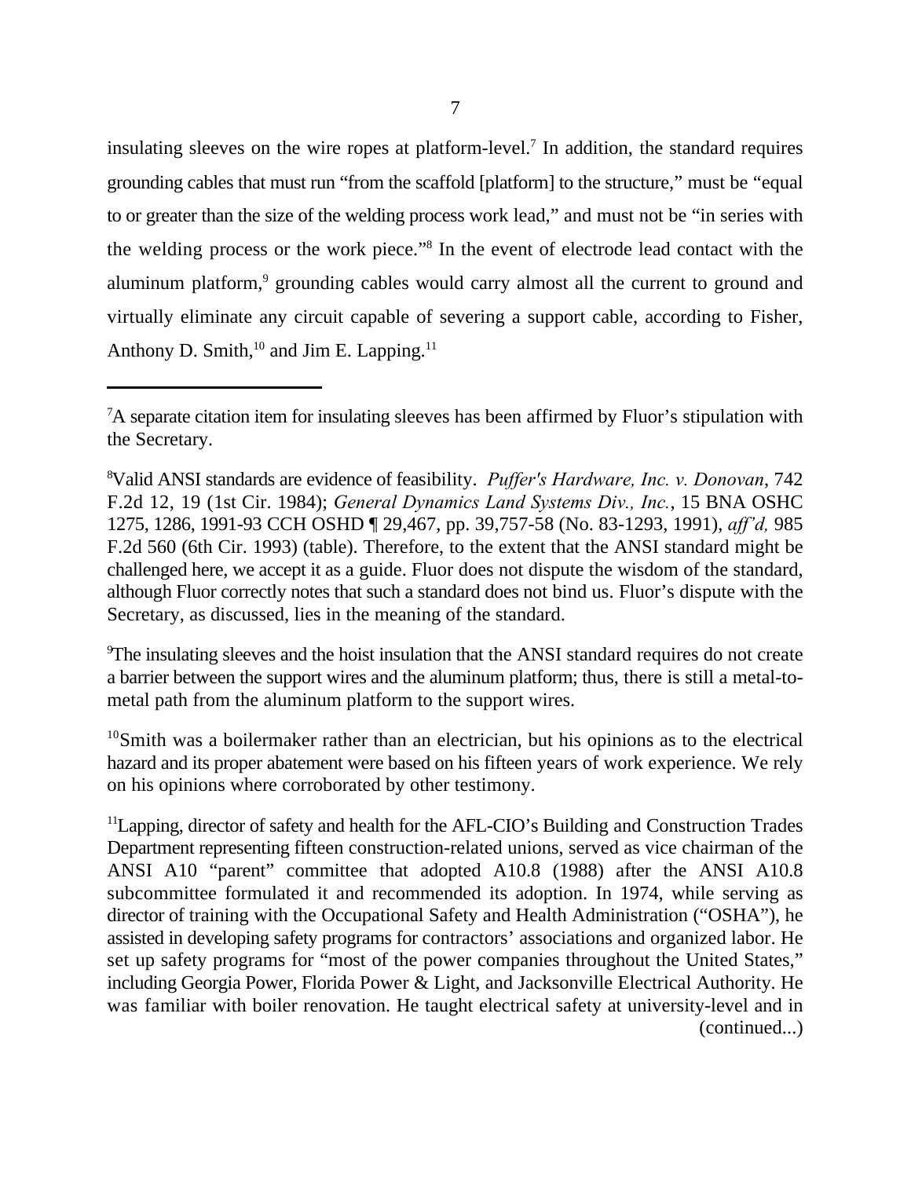insulating sleeves on the wire ropes at platform-level.[7] In addition, the standard requires grounding cables that must run "from the scaffold [platform] to the structure," must be "equal to or greater than the size of the welding process work lead," and must not be "in series with the welding process or the work piece."[8] In the event of electrode lead contact with the aluminum platform,[9] grounding cables would carry almost all the current to ground and virtually eliminate any circuit capable of severing a support cable, according to Fisher, Anthony D. Smith,[10] and Jim E. Lapping.[11]

---

[7]A separate citation item for insulating sleeves has been affirmed by Fluor's stipulation with the Secretary.

[8]Valid ANSI standards are evidence of feasibility. *Puffer's Hardware, Inc. v. Donovan*, 742 F.2d 12, 19 (1st Cir. 1984); *General Dynamics Land Systems Div., Inc.*, 15 BNA OSHC 1275, 1286, 1991-93 CCH OSHD ¶ 29,467, pp. 39,757-58 (No. 83-1293, 1991), *aff'd,* 985 F.2d 560 (6th Cir. 1993) (table). Therefore, to the extent that the ANSI standard might be challenged here, we accept it as a guide. Fluor does not dispute the wisdom of the standard, although Fluor correctly notes that such a standard does not bind us. Fluor's dispute with the Secretary, as discussed, lies in the meaning of the standard.

[9]The insulating sleeves and the hoist insulation that the ANSI standard requires do not create a barrier between the support wires and the aluminum platform; thus, there is still a metal-to-metal path from the aluminum platform to the support wires.

[10]Smith was a boilermaker rather than an electrician, but his opinions as to the electrical hazard and its proper abatement were based on his fifteen years of work experience. We rely on his opinions where corroborated by other testimony.

[11]Lapping, director of safety and health for the AFL-CIO's Building and Construction Trades Department representing fifteen construction-related unions, served as vice chairman of the ANSI A10 "parent" committee that adopted A10.8 (1988) after the ANSI A10.8 subcommittee formulated it and recommended its adoption. In 1974, while serving as director of training with the Occupational Safety and Health Administration ("OSHA"), he assisted in developing safety programs for contractors' associations and organized labor. He set up safety programs for "most of the power companies throughout the United States," including Georgia Power, Florida Power & Light, and Jacksonville Electrical Authority. He was familiar with boiler renovation. He taught electrical safety at university-level and in (continued...)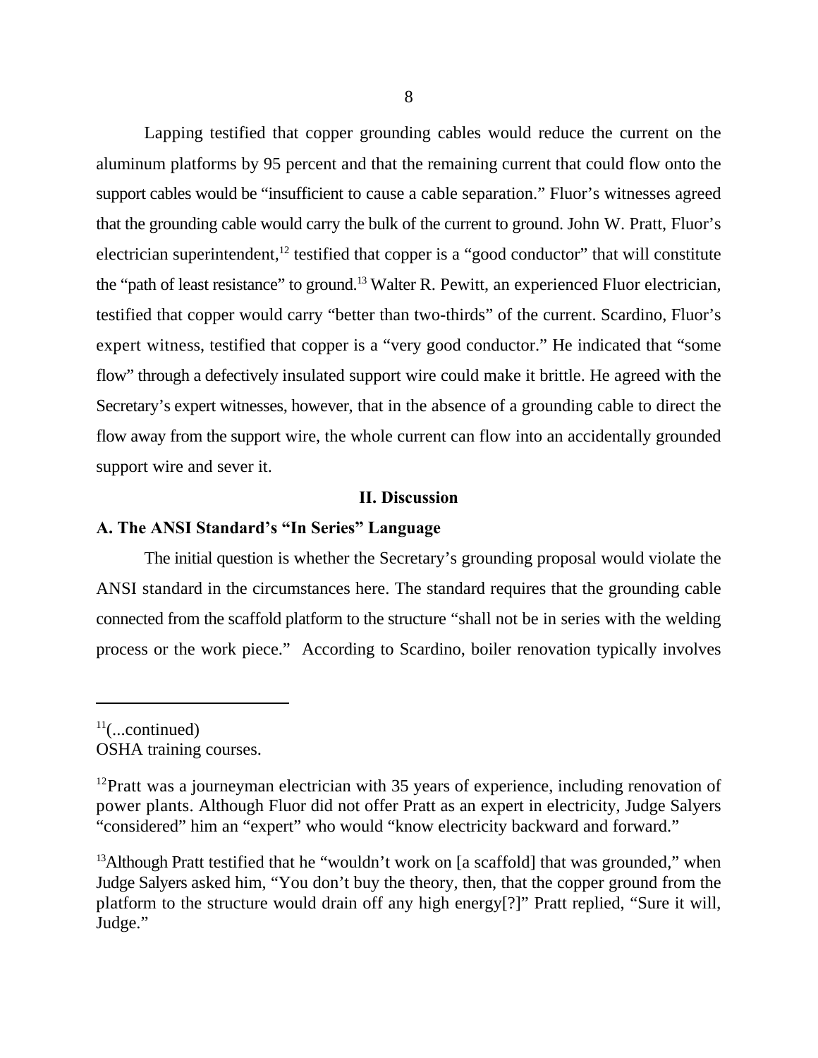Lapping testified that copper grounding cables would reduce the current on the aluminum platforms by 95 percent and that the remaining current that could flow onto the support cables would be "insufficient to cause a cable separation." Fluor's witnesses agreed that the grounding cable would carry the bulk of the current to ground. John W. Pratt, Fluor's electrician superintendent,[12] testified that copper is a "good conductor" that will constitute the "path of least resistance" to ground.[13] Walter R. Pewitt, an experienced Fluor electrician, testified that copper would carry "better than two-thirds" of the current. Scardino, Fluor's expert witness, testified that copper is a "very good conductor." He indicated that "some flow" through a defectively insulated support wire could make it brittle. He agreed with the Secretary's expert witnesses, however, that in the absence of a grounding cable to direct the flow away from the support wire, the whole current can flow into an accidentally grounded support wire and sever it.

## II. Discussion

### A. The ANSI Standard's "In Series" Language

The initial question is whether the Secretary's grounding proposal would violate the ANSI standard in the circumstances here. The standard requires that the grounding cable connected from the scaffold platform to the structure "shall not be in series with the welding process or the work piece." According to Scardino, boiler renovation typically involves

---

[11](...continued)
OSHA training courses.

[12]Pratt was a journeyman electrician with 35 years of experience, including renovation of power plants. Although Fluor did not offer Pratt as an expert in electricity, Judge Salyers "considered" him an "expert" who would "know electricity backward and forward."

[13]Although Pratt testified that he "wouldn't work on [a scaffold] that was grounded," when Judge Salyers asked him, "You don't buy the theory, then, that the copper ground from the platform to the structure would drain off any high energy[?]" Pratt replied, "Sure it will, Judge."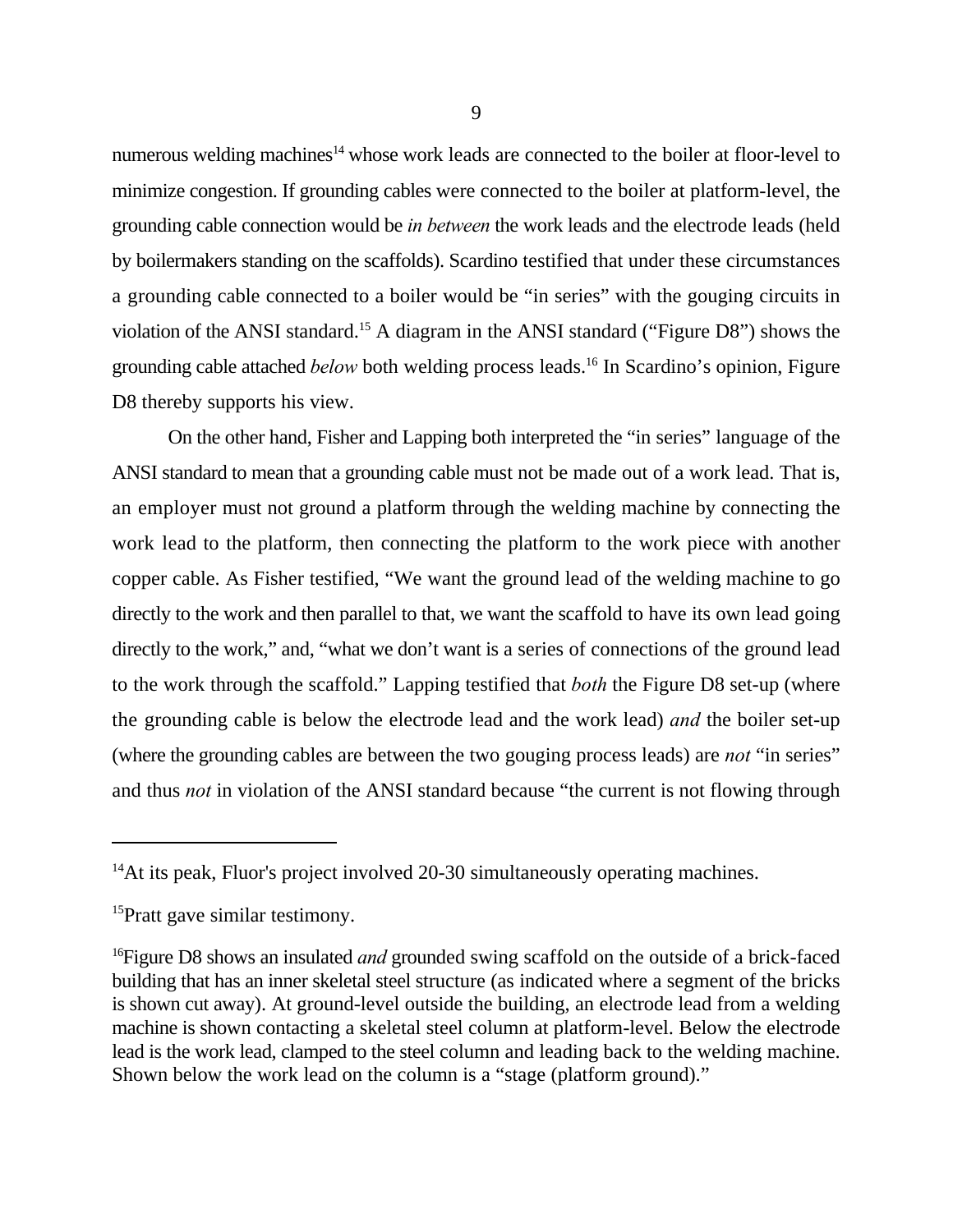numerous welding machines[14] whose work leads are connected to the boiler at floor-level to minimize congestion. If grounding cables were connected to the boiler at platform-level, the grounding cable connection would be *in between* the work leads and the electrode leads (held by boilermakers standing on the scaffolds). Scardino testified that under these circumstances a grounding cable connected to a boiler would be "in series" with the gouging circuits in violation of the ANSI standard.[15] A diagram in the ANSI standard ("Figure D8") shows the grounding cable attached *below* both welding process leads.[16] In Scardino's opinion, Figure D8 thereby supports his view.

On the other hand, Fisher and Lapping both interpreted the "in series" language of the ANSI standard to mean that a grounding cable must not be made out of a work lead. That is, an employer must not ground a platform through the welding machine by connecting the work lead to the platform, then connecting the platform to the work piece with another copper cable. As Fisher testified, "We want the ground lead of the welding machine to go directly to the work and then parallel to that, we want the scaffold to have its own lead going directly to the work," and, "what we don't want is a series of connections of the ground lead to the work through the scaffold." Lapping testified that *both* the Figure D8 set-up (where the grounding cable is below the electrode lead and the work lead) *and* the boiler set-up (where the grounding cables are between the two gouging process leads) are *not* "in series" and thus *not* in violation of the ANSI standard because "the current is not flowing through

---

[14]At its peak, Fluor's project involved 20-30 simultaneously operating machines.

[15]Pratt gave similar testimony.

[16]Figure D8 shows an insulated *and* grounded swing scaffold on the outside of a brick-faced building that has an inner skeletal steel structure (as indicated where a segment of the bricks is shown cut away). At ground-level outside the building, an electrode lead from a welding machine is shown contacting a skeletal steel column at platform-level. Below the electrode lead is the work lead, clamped to the steel column and leading back to the welding machine. Shown below the work lead on the column is a "stage (platform ground)."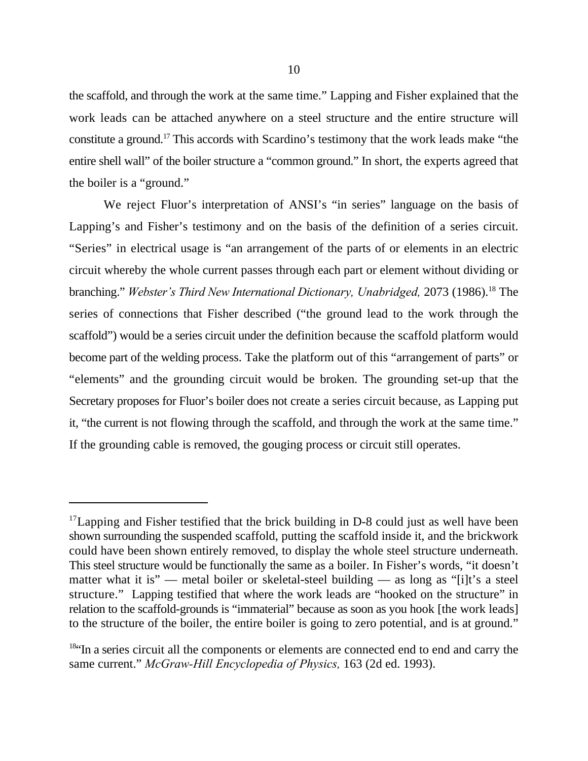the scaffold, and through the work at the same time." Lapping and Fisher explained that the work leads can be attached anywhere on a steel structure and the entire structure will constitute a ground.[17] This accords with Scardino's testimony that the work leads make "the entire shell wall" of the boiler structure a "common ground." In short, the experts agreed that the boiler is a "ground."

We reject Fluor's interpretation of ANSI's "in series" language on the basis of Lapping's and Fisher's testimony and on the basis of the definition of a series circuit. "Series" in electrical usage is "an arrangement of the parts of or elements in an electric circuit whereby the whole current passes through each part or element without dividing or branching." *Webster's Third New International Dictionary, Unabridged,* 2073 (1986).[18] The series of connections that Fisher described ("the ground lead to the work through the scaffold") would be a series circuit under the definition because the scaffold platform would become part of the welding process. Take the platform out of this "arrangement of parts" or "elements" and the grounding circuit would be broken. The grounding set-up that the Secretary proposes for Fluor's boiler does not create a series circuit because, as Lapping put it, "the current is not flowing through the scaffold, and through the work at the same time." If the grounding cable is removed, the gouging process or circuit still operates.

---

[17]Lapping and Fisher testified that the brick building in D-8 could just as well have been shown surrounding the suspended scaffold, putting the scaffold inside it, and the brickwork could have been shown entirely removed, to display the whole steel structure underneath. This steel structure would be functionally the same as a boiler. In Fisher's words, "it doesn't matter what it is" — metal boiler or skeletal-steel building — as long as "[i]t's a steel structure." Lapping testified that where the work leads are "hooked on the structure" in relation to the scaffold-grounds is "immaterial" because as soon as you hook [the work leads] to the structure of the boiler, the entire boiler is going to zero potential, and is at ground."

[18]"In a series circuit all the components or elements are connected end to end and carry the same current." *McGraw-Hill Encyclopedia of Physics,* 163 (2d ed. 1993).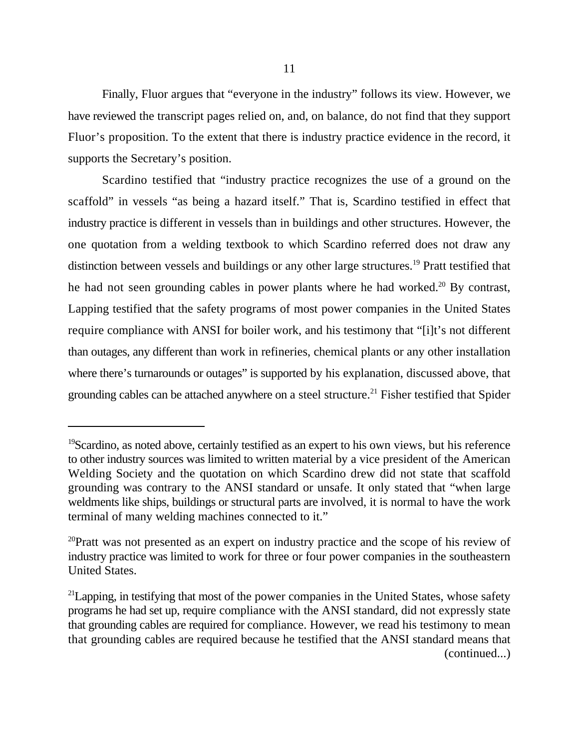Finally, Fluor argues that "everyone in the industry" follows its view. However, we have reviewed the transcript pages relied on, and, on balance, do not find that they support Fluor's proposition. To the extent that there is industry practice evidence in the record, it supports the Secretary's position.

Scardino testified that "industry practice recognizes the use of a ground on the scaffold" in vessels "as being a hazard itself." That is, Scardino testified in effect that industry practice is different in vessels than in buildings and other structures. However, the one quotation from a welding textbook to which Scardino referred does not draw any distinction between vessels and buildings or any other large structures.[19] Pratt testified that he had not seen grounding cables in power plants where he had worked.[20] By contrast, Lapping testified that the safety programs of most power companies in the United States require compliance with ANSI for boiler work, and his testimony that "[i]t's not different than outages, any different than work in refineries, chemical plants or any other installation where there's turnarounds or outages" is supported by his explanation, discussed above, that grounding cables can be attached anywhere on a steel structure.[21] Fisher testified that Spider

---

[19]Scardino, as noted above, certainly testified as an expert to his own views, but his reference to other industry sources was limited to written material by a vice president of the American Welding Society and the quotation on which Scardino drew did not state that scaffold grounding was contrary to the ANSI standard or unsafe. It only stated that "when large weldments like ships, buildings or structural parts are involved, it is normal to have the work terminal of many welding machines connected to it."

[20]Pratt was not presented as an expert on industry practice and the scope of his review of industry practice was limited to work for three or four power companies in the southeastern United States.

[21]Lapping, in testifying that most of the power companies in the United States, whose safety programs he had set up, require compliance with the ANSI standard, did not expressly state that grounding cables are required for compliance. However, we read his testimony to mean that grounding cables are required because he testified that the ANSI standard means that (continued...)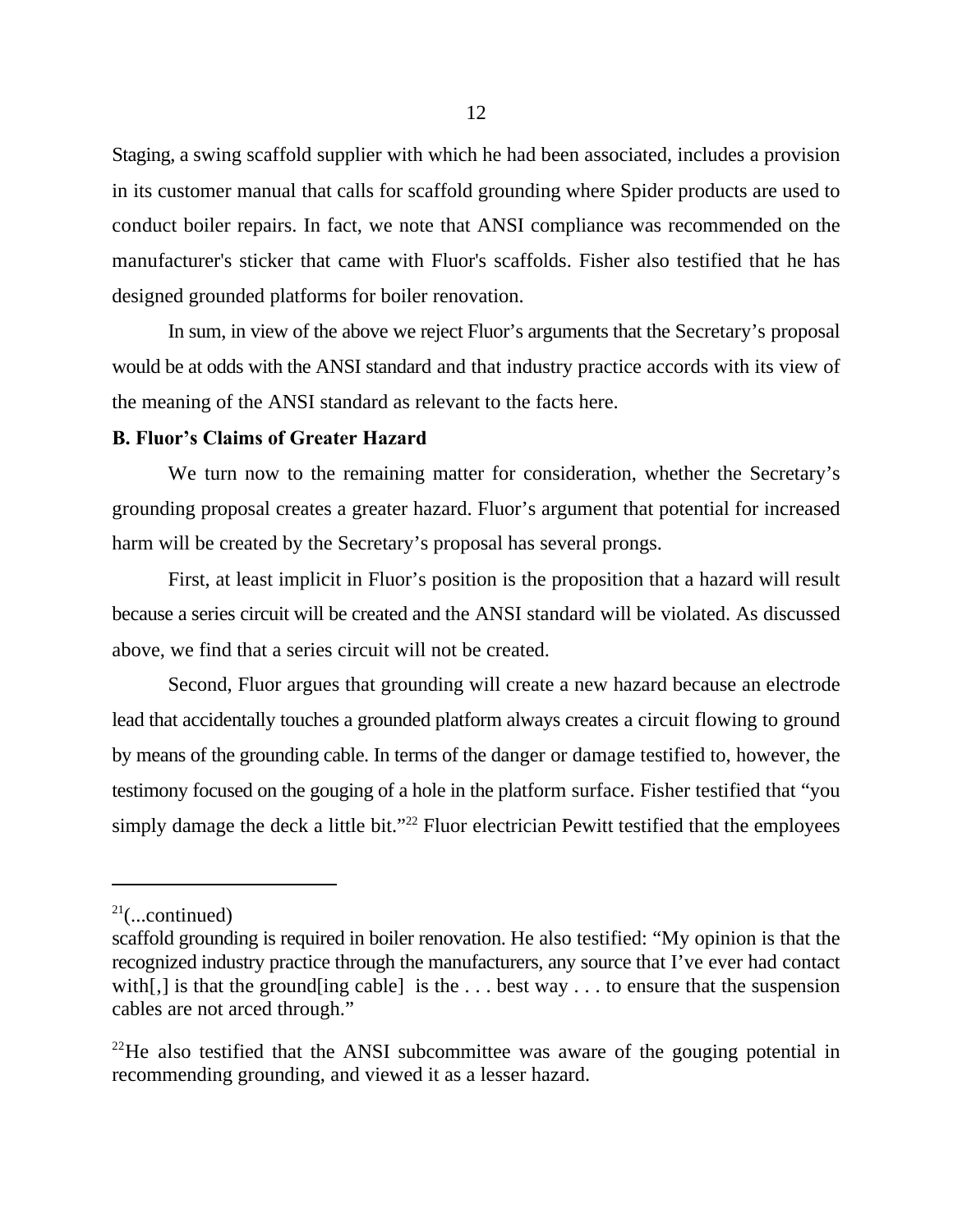Staging, a swing scaffold supplier with which he had been associated, includes a provision in its customer manual that calls for scaffold grounding where Spider products are used to conduct boiler repairs. In fact, we note that ANSI compliance was recommended on the manufacturer's sticker that came with Fluor's scaffolds. Fisher also testified that he has designed grounded platforms for boiler renovation.

In sum, in view of the above we reject Fluor's arguments that the Secretary's proposal would be at odds with the ANSI standard and that industry practice accords with its view of the meaning of the ANSI standard as relevant to the facts here.

**B. Fluor's Claims of Greater Hazard**

We turn now to the remaining matter for consideration, whether the Secretary's grounding proposal creates a greater hazard. Fluor's argument that potential for increased harm will be created by the Secretary's proposal has several prongs.

First, at least implicit in Fluor's position is the proposition that a hazard will result because a series circuit will be created and the ANSI standard will be violated. As discussed above, we find that a series circuit will not be created.

Second, Fluor argues that grounding will create a new hazard because an electrode lead that accidentally touches a grounded platform always creates a circuit flowing to ground by means of the grounding cable. In terms of the danger or damage testified to, however, the testimony focused on the gouging of a hole in the platform surface. Fisher testified that "you simply damage the deck a little bit."[22] Fluor electrician Pewitt testified that the employees

---

[21](...continued)
scaffold grounding is required in boiler renovation. He also testified: "My opinion is that the recognized industry practice through the manufacturers, any source that I've ever had contact with[,] is that the ground[ing cable] is the . . . best way . . . to ensure that the suspension cables are not arced through."

[22]He also testified that the ANSI subcommittee was aware of the gouging potential in recommending grounding, and viewed it as a lesser hazard.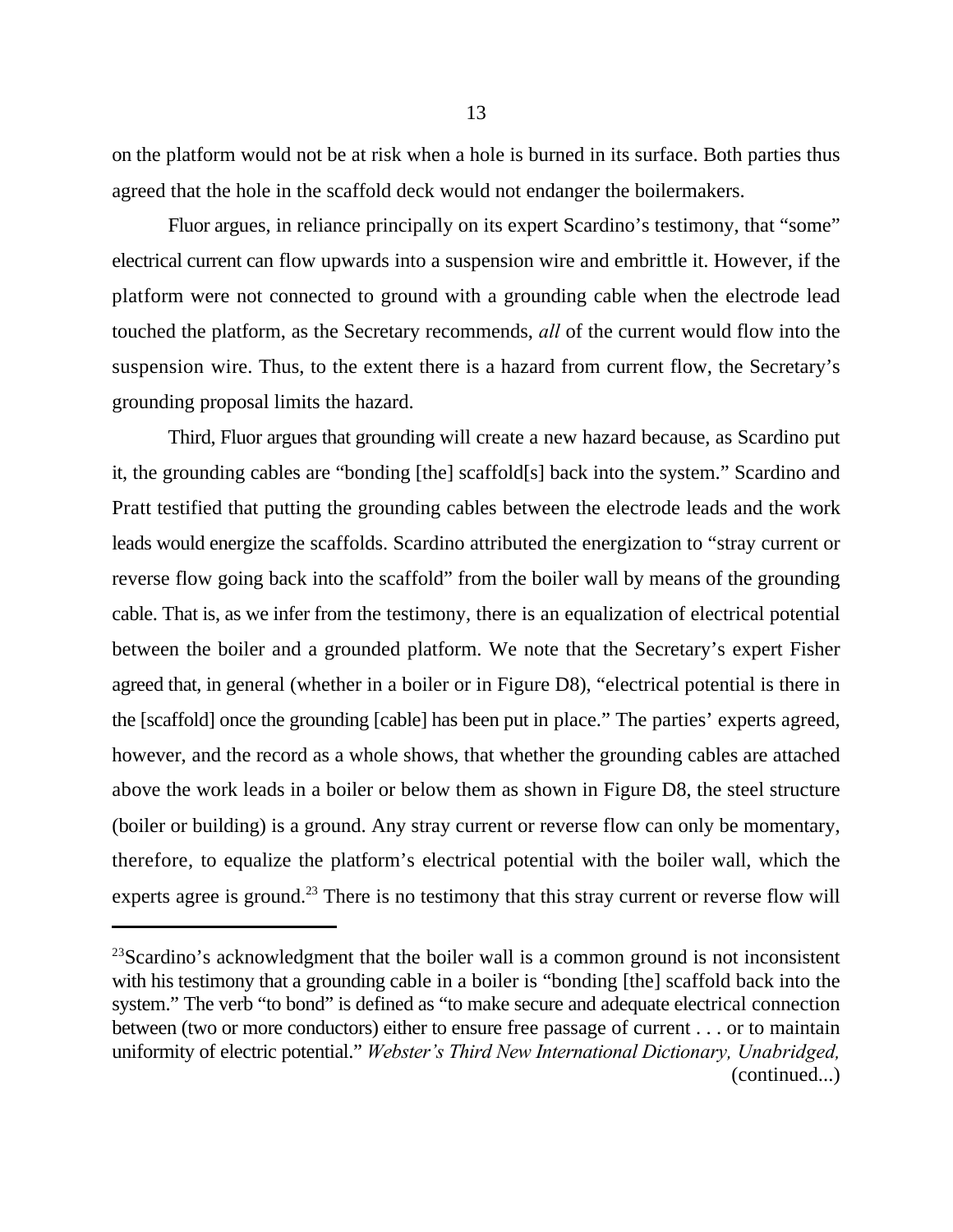on the platform would not be at risk when a hole is burned in its surface. Both parties thus agreed that the hole in the scaffold deck would not endanger the boilermakers.

Fluor argues, in reliance principally on its expert Scardino's testimony, that "some" electrical current can flow upwards into a suspension wire and embrittle it. However, if the platform were not connected to ground with a grounding cable when the electrode lead touched the platform, as the Secretary recommends, *all* of the current would flow into the suspension wire. Thus, to the extent there is a hazard from current flow, the Secretary's grounding proposal limits the hazard.

Third, Fluor argues that grounding will create a new hazard because, as Scardino put it, the grounding cables are "bonding [the] scaffold[s] back into the system." Scardino and Pratt testified that putting the grounding cables between the electrode leads and the work leads would energize the scaffolds. Scardino attributed the energization to "stray current or reverse flow going back into the scaffold" from the boiler wall by means of the grounding cable. That is, as we infer from the testimony, there is an equalization of electrical potential between the boiler and a grounded platform. We note that the Secretary's expert Fisher agreed that, in general (whether in a boiler or in Figure D8), "electrical potential is there in the [scaffold] once the grounding [cable] has been put in place." The parties' experts agreed, however, and the record as a whole shows, that whether the grounding cables are attached above the work leads in a boiler or below them as shown in Figure D8, the steel structure (boiler or building) is a ground. Any stray current or reverse flow can only be momentary, therefore, to equalize the platform's electrical potential with the boiler wall, which the experts agree is ground.[23] There is no testimony that this stray current or reverse flow will

---

[23]Scardino's acknowledgment that the boiler wall is a common ground is not inconsistent with his testimony that a grounding cable in a boiler is "bonding [the] scaffold back into the system." The verb "to bond" is defined as "to make secure and adequate electrical connection between (two or more conductors) either to ensure free passage of current . . . or to maintain uniformity of electric potential." *Webster's Third New International Dictionary, Unabridged,* (continued...)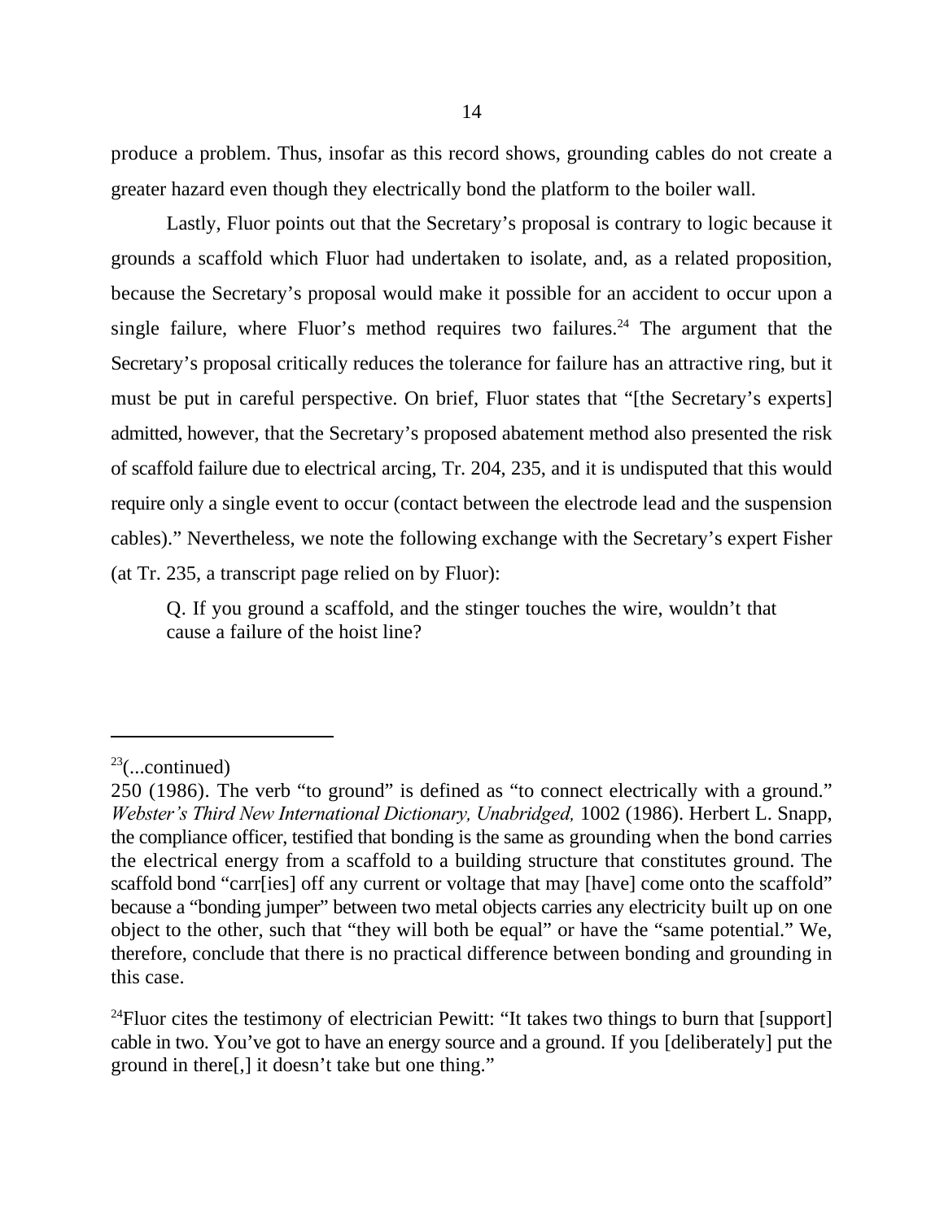produce a problem. Thus, insofar as this record shows, grounding cables do not create a greater hazard even though they electrically bond the platform to the boiler wall.

Lastly, Fluor points out that the Secretary's proposal is contrary to logic because it grounds a scaffold which Fluor had undertaken to isolate, and, as a related proposition, because the Secretary's proposal would make it possible for an accident to occur upon a single failure, where Fluor's method requires two failures.[24] The argument that the Secretary's proposal critically reduces the tolerance for failure has an attractive ring, but it must be put in careful perspective. On brief, Fluor states that "[the Secretary's experts] admitted, however, that the Secretary's proposed abatement method also presented the risk of scaffold failure due to electrical arcing, Tr. 204, 235, and it is undisputed that this would require only a single event to occur (contact between the electrode lead and the suspension cables)." Nevertheless, we note the following exchange with the Secretary's expert Fisher (at Tr. 235, a transcript page relied on by Fluor):

> Q. If you ground a scaffold, and the stinger touches the wire, wouldn't that cause a failure of the hoist line?

---

[23](...continued)
250 (1986). The verb "to ground" is defined as "to connect electrically with a ground." *Webster's Third New International Dictionary, Unabridged,* 1002 (1986). Herbert L. Snapp, the compliance officer, testified that bonding is the same as grounding when the bond carries the electrical energy from a scaffold to a building structure that constitutes ground. The scaffold bond "carr[ies] off any current or voltage that may [have] come onto the scaffold" because a "bonding jumper" between two metal objects carries any electricity built up on one object to the other, such that "they will both be equal" or have the "same potential." We, therefore, conclude that there is no practical difference between bonding and grounding in this case.

[24]Fluor cites the testimony of electrician Pewitt: "It takes two things to burn that [support] cable in two. You've got to have an energy source and a ground. If you [deliberately] put the ground in there[,] it doesn't take but one thing."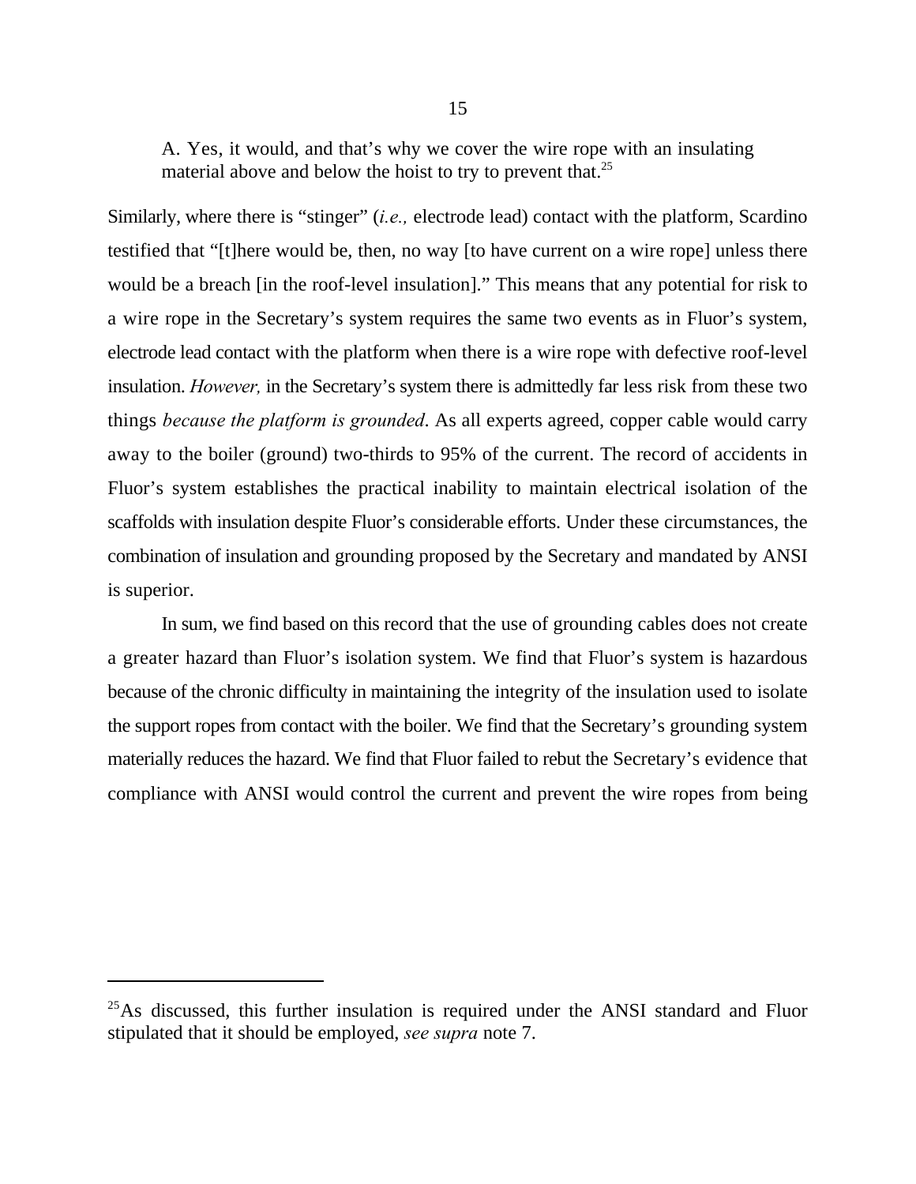> A. Yes, it would, and that's why we cover the wire rope with an insulating material above and below the hoist to try to prevent that.[25]

Similarly, where there is "stinger" (*i.e.,* electrode lead) contact with the platform, Scardino testified that "[t]here would be, then, no way [to have current on a wire rope] unless there would be a breach [in the roof-level insulation]." This means that any potential for risk to a wire rope in the Secretary's system requires the same two events as in Fluor's system, electrode lead contact with the platform when there is a wire rope with defective roof-level insulation. *However,* in the Secretary's system there is admittedly far less risk from these two things *because the platform is grounded*. As all experts agreed, copper cable would carry away to the boiler (ground) two-thirds to 95% of the current. The record of accidents in Fluor's system establishes the practical inability to maintain electrical isolation of the scaffolds with insulation despite Fluor's considerable efforts. Under these circumstances, the combination of insulation and grounding proposed by the Secretary and mandated by ANSI is superior.

In sum, we find based on this record that the use of grounding cables does not create a greater hazard than Fluor's isolation system. We find that Fluor's system is hazardous because of the chronic difficulty in maintaining the integrity of the insulation used to isolate the support ropes from contact with the boiler. We find that the Secretary's grounding system materially reduces the hazard. We find that Fluor failed to rebut the Secretary's evidence that compliance with ANSI would control the current and prevent the wire ropes from being

---

[25] As discussed, this further insulation is required under the ANSI standard and Fluor stipulated that it should be employed, *see supra* note 7.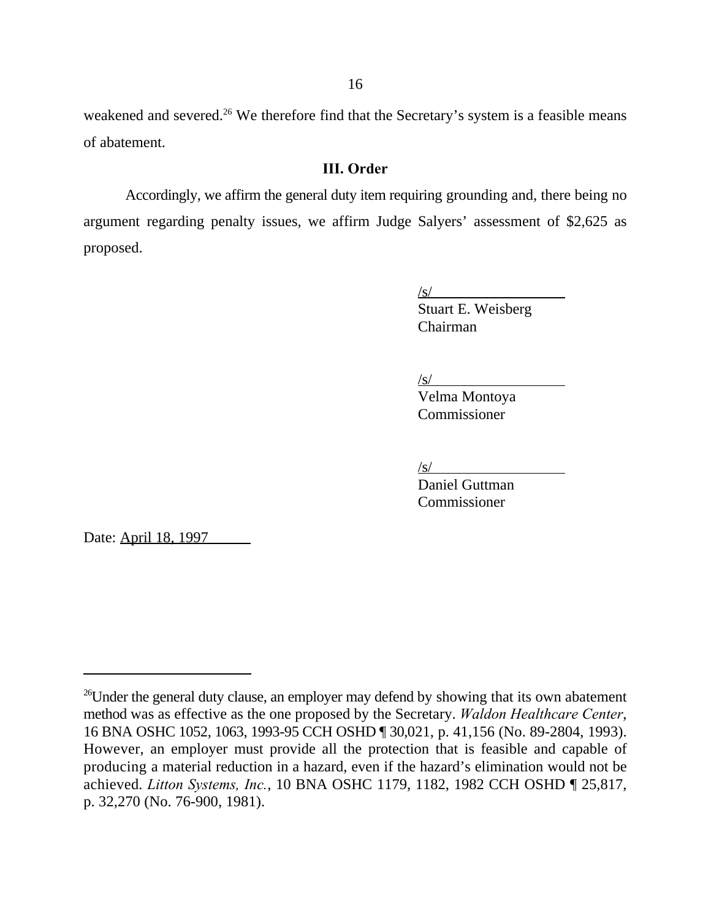weakened and severed.[26] We therefore find that the Secretary's system is a feasible means of abatement.

## III. Order

Accordingly, we affirm the general duty item requiring grounding and, there being no argument regarding penalty issues, we affirm Judge Salyers' assessment of $2,625 as proposed.

/s/
Stuart E. Weisberg
Chairman

/s/
Velma Montoya
Commissioner

/s/
Daniel Guttman
Commissioner

Date: April 18, 1997

---

[26] Under the general duty clause, an employer may defend by showing that its own abatement method was as effective as the one proposed by the Secretary. *Waldon Healthcare Center*, 16 BNA OSHC 1052, 1063, 1993-95 CCH OSHD ¶ 30,021, p. 41,156 (No. 89-2804, 1993). However, an employer must provide all the protection that is feasible and capable of producing a material reduction in a hazard, even if the hazard's elimination would not be achieved. *Litton Systems, Inc.*, 10 BNA OSHC 1179, 1182, 1982 CCH OSHD ¶ 25,817, p. 32,270 (No. 76-900, 1981).